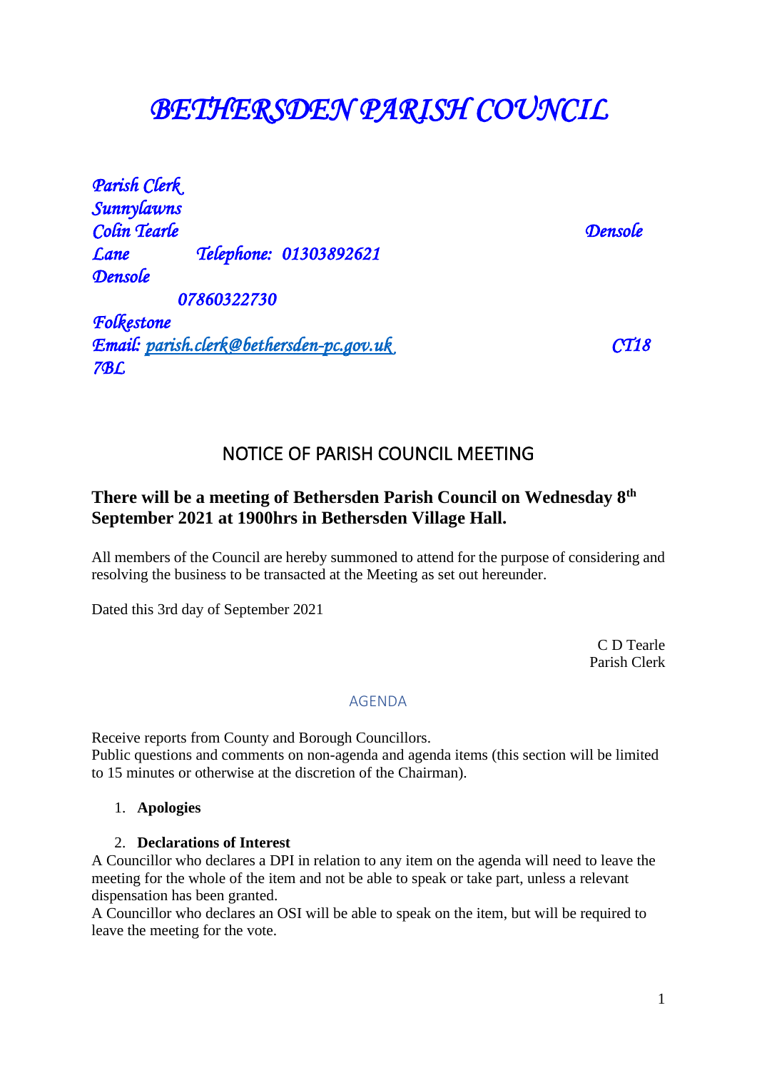// BETHERSDEN PARISH COUNCIL

*Parish Clerk*
*Colin Tearle*
*Telephone: 01303892621*
*07860322730*
*Email: parish.clerk@bethersden-pc.gov.uk*

*Sunnylawns*
*Densole Lane*
*Densole*
*Folkestone*
*CT18 7BL*

## NOTICE OF PARISH COUNCIL MEETING

### There will be a meeting of Bethersden Parish Council on Wednesday 8th September 2021 at 1900hrs in Bethersden Village Hall.

All members of the Council are hereby summoned to attend for the purpose of considering and resolving the business to be transacted at the Meeting as set out hereunder.

Dated this 3rd day of September 2021

C D Tearle
Parish Clerk

AGENDA

Receive reports from County and Borough Councillors.
Public questions and comments on non-agenda and agenda items (this section will be limited to 15 minutes or otherwise at the discretion of the Chairman).

1. **Apologies**

2. **Declarations of Interest**

A Councillor who declares a DPI in relation to any item on the agenda will need to leave the meeting for the whole of the item and not be able to speak or take part, unless a relevant dispensation has been granted.
A Councillor who declares an OSI will be able to speak on the item, but will be required to leave the meeting for the vote.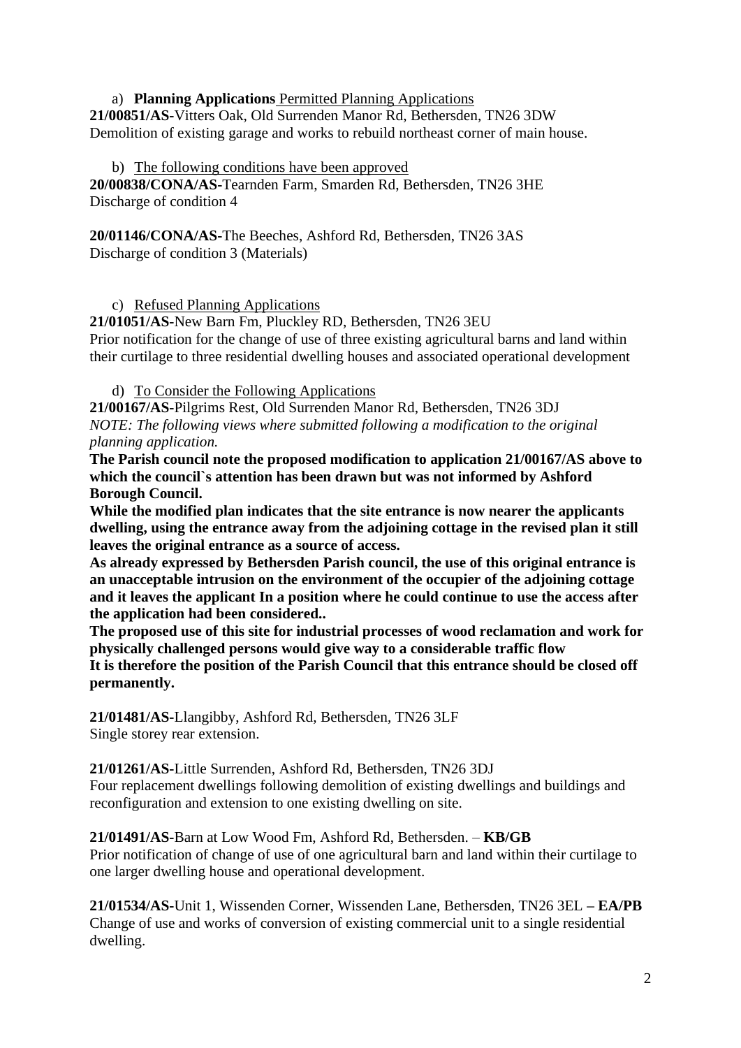a) **Planning Applications** Permitted Planning Applications

**21/00851/AS-**Vitters Oak, Old Surrenden Manor Rd, Bethersden, TN26 3DW
Demolition of existing garage and works to rebuild northeast corner of main house.

b) The following conditions have been approved

**20/00838/CONA/AS-**Tearnden Farm, Smarden Rd, Bethersden, TN26 3HE
Discharge of condition 4

**20/01146/CONA/AS-**The Beeches, Ashford Rd, Bethersden, TN26 3AS
Discharge of condition 3 (Materials)

c) Refused Planning Applications

**21/01051/AS-**New Barn Fm, Pluckley RD, Bethersden, TN26 3EU
Prior notification for the change of use of three existing agricultural barns and land within their curtilage to three residential dwelling houses and associated operational development

d) To Consider the Following Applications

**21/00167/AS-**Pilgrims Rest, Old Surrenden Manor Rd, Bethersden, TN26 3DJ
*NOTE: The following views where submitted following a modification to the original planning application.*

**The Parish council note the proposed modification to application 21/00167/AS above to which the council`s attention has been drawn but was not informed by Ashford Borough Council.**

**While the modified plan indicates that the site entrance is now nearer the applicants dwelling, using the entrance away from the adjoining cottage in the revised plan it still leaves the original entrance as a source of access.**

**As already expressed by Bethersden Parish council, the use of this original entrance is an unacceptable intrusion on the environment of the occupier of the adjoining cottage and it leaves the applicant In a position where he could continue to use the access after the application had been considered..**

**The proposed use of this site for industrial processes of wood reclamation and work for physically challenged persons would give way to a considerable traffic flow**

**It is therefore the position of the Parish Council that this entrance should be closed off permanently.**

**21/01481/AS-**Llangibby, Ashford Rd, Bethersden, TN26 3LF
Single storey rear extension.

**21/01261/AS-**Little Surrenden, Ashford Rd, Bethersden, TN26 3DJ
Four replacement dwellings following demolition of existing dwellings and buildings and reconfiguration and extension to one existing dwelling on site.

**21/01491/AS-**Barn at Low Wood Fm, Ashford Rd, Bethersden. – **KB/GB**
Prior notification of change of use of one agricultural barn and land within their curtilage to one larger dwelling house and operational development.

**21/01534/AS-**Unit 1, Wissenden Corner, Wissenden Lane, Bethersden, TN26 3EL **– EA/PB**
Change of use and works of conversion of existing commercial unit to a single residential dwelling.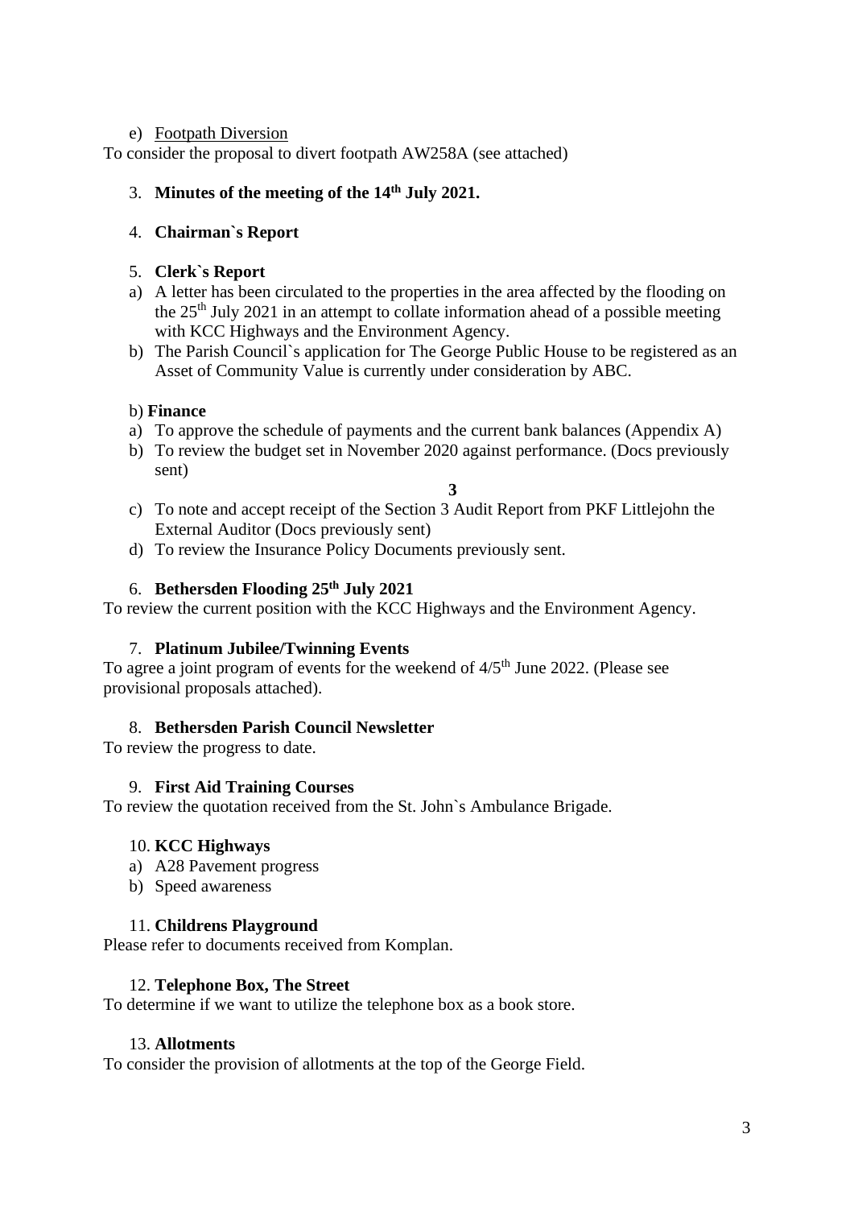e) Footpath Diversion

To consider the proposal to divert footpath AW258A (see attached)

3. **Minutes of the meeting of the 14th July 2021.**

4. **Chairman`s Report**

5. **Clerk`s Report**

a) A letter has been circulated to the properties in the area affected by the flooding on the 25th July 2021 in an attempt to collate information ahead of a possible meeting with KCC Highways and the Environment Agency.
b) The Parish Council`s application for The George Public House to be registered as an Asset of Community Value is currently under consideration by ABC.

b) **Finance**

a) To approve the schedule of payments and the current bank balances (Appendix A)
b) To review the budget set in November 2020 against performance. (Docs previously sent)

**3**

c) To note and accept receipt of the Section 3 Audit Report from PKF Littlejohn the External Auditor (Docs previously sent)
d) To review the Insurance Policy Documents previously sent.

6. **Bethersden Flooding 25th July 2021**

To review the current position with the KCC Highways and the Environment Agency.

7. **Platinum Jubilee/Twinning Events**

To agree a joint program of events for the weekend of 4/5th June 2022. (Please see provisional proposals attached).

8. **Bethersden Parish Council Newsletter**

To review the progress to date.

9. **First Aid Training Courses**

To review the quotation received from the St. John`s Ambulance Brigade.

10. **KCC Highways**

a) A28 Pavement progress
b) Speed awareness

11. **Childrens Playground**

Please refer to documents received from Komplan.

12. **Telephone Box, The Street**

To determine if we want to utilize the telephone box as a book store.

13. **Allotments**

To consider the provision of allotments at the top of the George Field.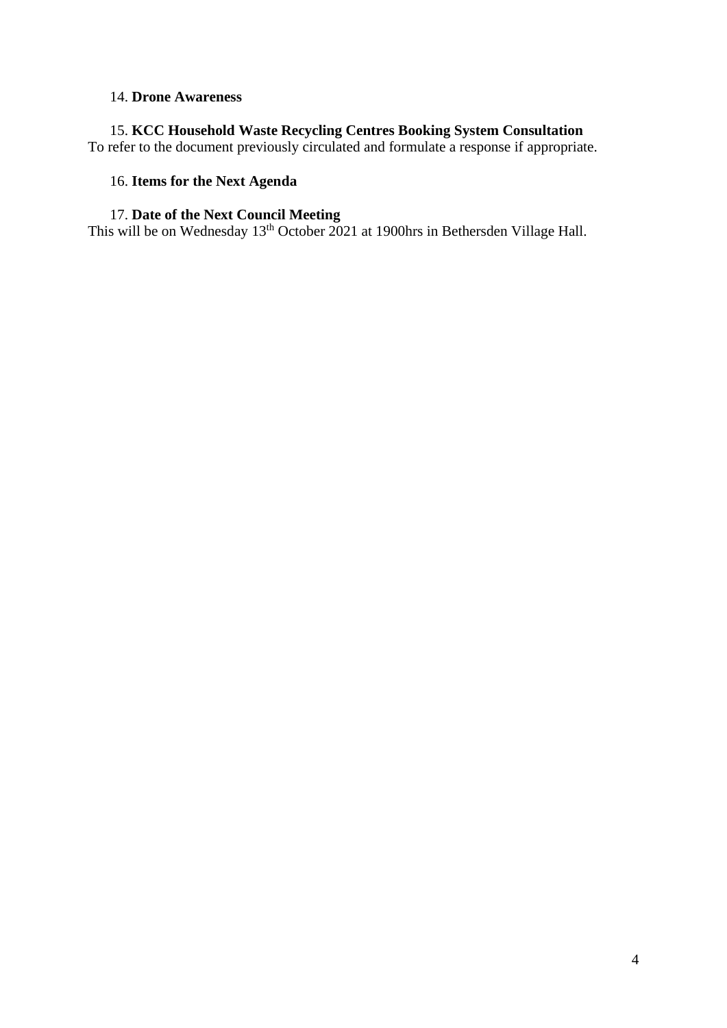14. **Drone Awareness**

15. **KCC Household Waste Recycling Centres Booking System Consultation**

To refer to the document previously circulated and formulate a response if appropriate.

16. **Items for the Next Agenda**

17. **Date of the Next Council Meeting**

This will be on Wednesday 13th October 2021 at 1900hrs in Bethersden Village Hall.